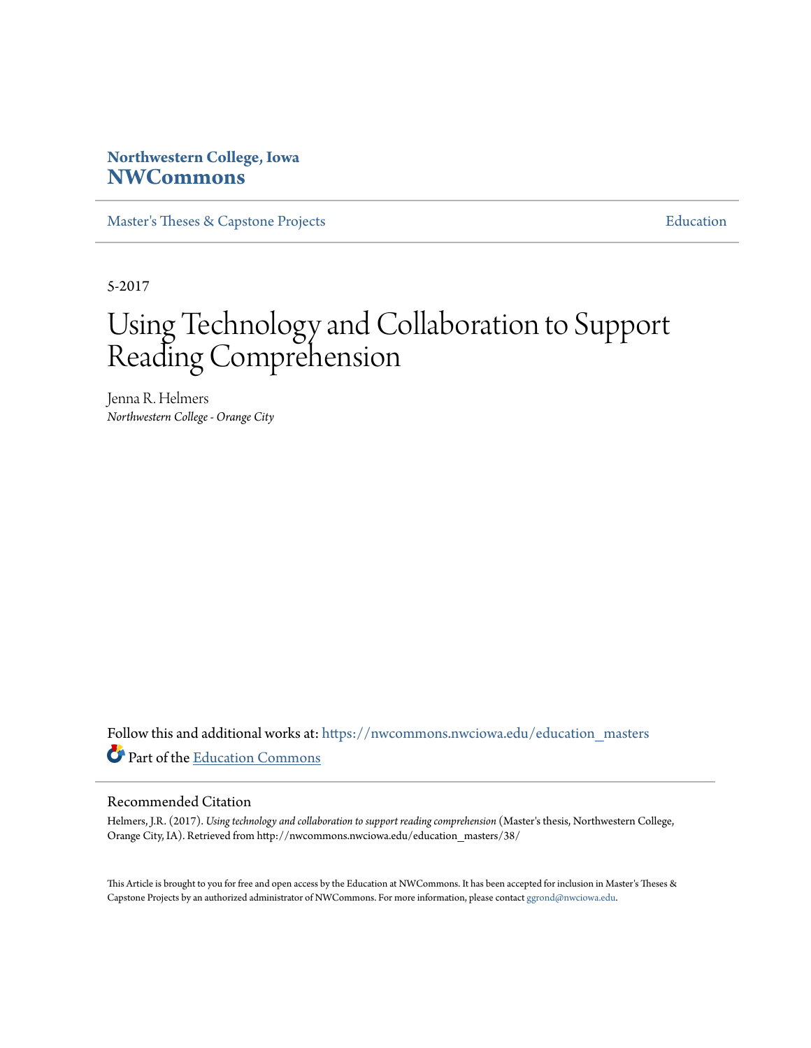**Northwestern College, Iowa**
**NWCommons**

Master's Theses & Capstone Projects | Education

5-2017

# Using Technology and Collaboration to Support Reading Comprehension

Jenna R. Helmers
*Northwestern College - Orange City*

Follow this and additional works at: https://nwcommons.nwciowa.edu/education_masters

Part of the Education Commons

## Recommended Citation

Helmers, J.R. (2017). *Using technology and collaboration to support reading comprehension* (Master's thesis, Northwestern College, Orange City, IA). Retrieved from http://nwcommons.nwciowa.edu/education_masters/38/

This Article is brought to you for free and open access by the Education at NWCommons. It has been accepted for inclusion in Master's Theses & Capstone Projects by an authorized administrator of NWCommons. For more information, please contact ggrond@nwciowa.edu.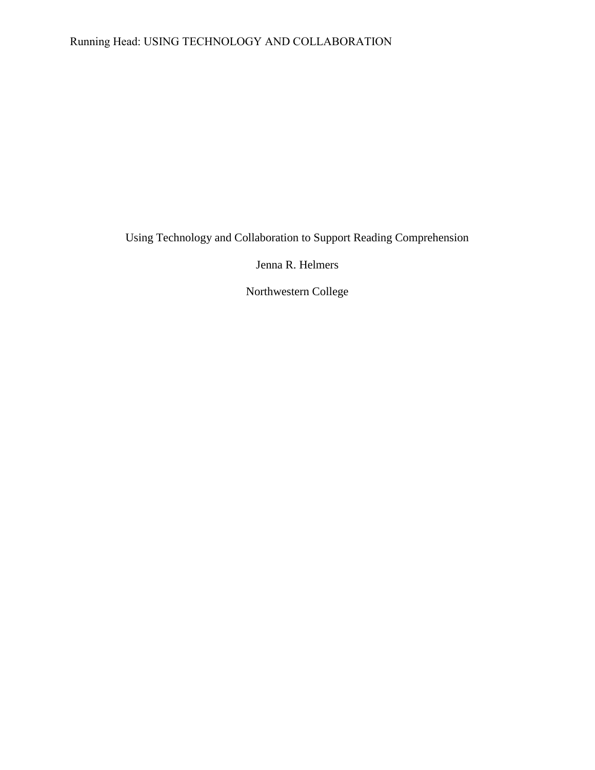Using Technology and Collaboration to Support Reading Comprehension

Jenna R. Helmers

Northwestern College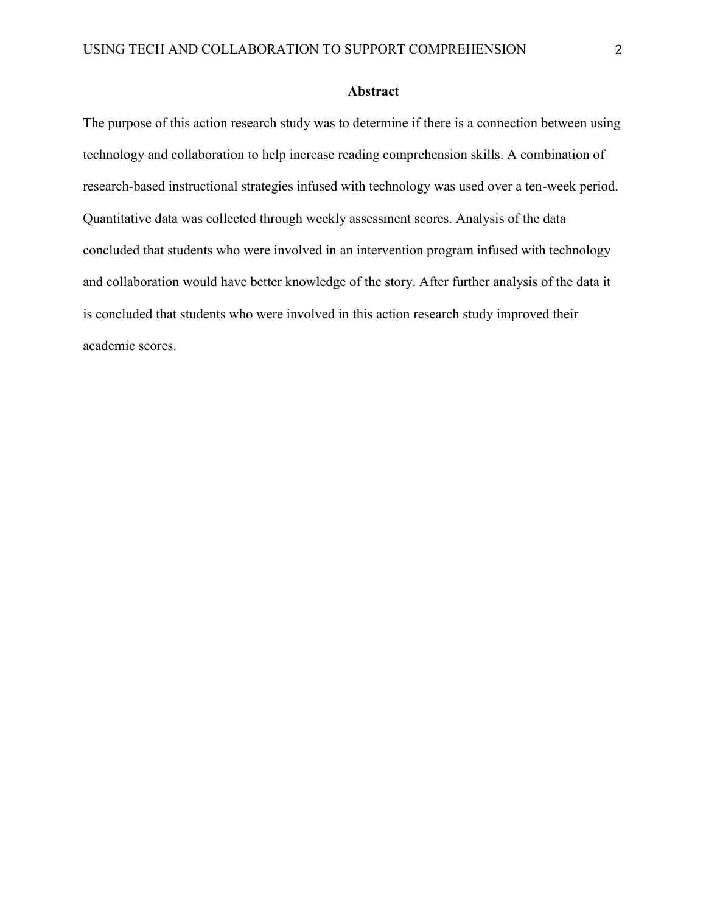## Abstract

The purpose of this action research study was to determine if there is a connection between using technology and collaboration to help increase reading comprehension skills. A combination of research-based instructional strategies infused with technology was used over a ten-week period. Quantitative data was collected through weekly assessment scores. Analysis of the data concluded that students who were involved in an intervention program infused with technology and collaboration would have better knowledge of the story. After further analysis of the data it is concluded that students who were involved in this action research study improved their academic scores.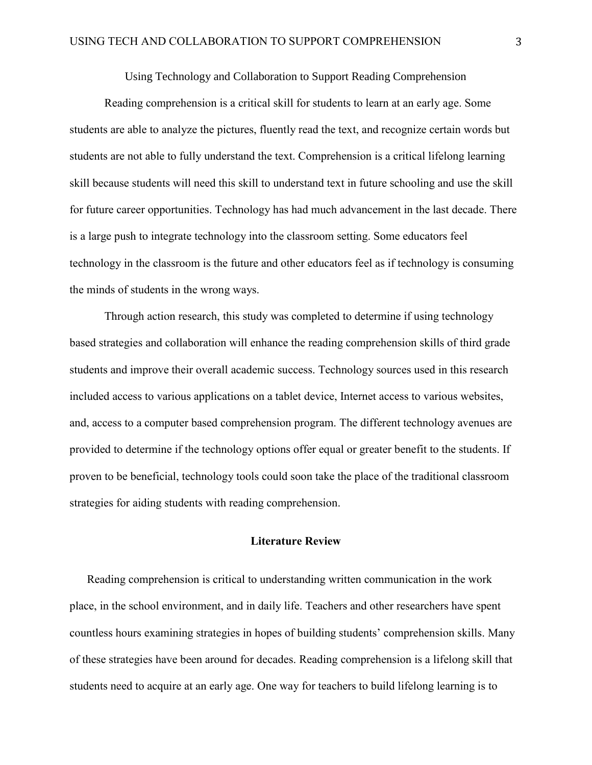Using Technology and Collaboration to Support Reading Comprehension

Reading comprehension is a critical skill for students to learn at an early age. Some students are able to analyze the pictures, fluently read the text, and recognize certain words but students are not able to fully understand the text. Comprehension is a critical lifelong learning skill because students will need this skill to understand text in future schooling and use the skill for future career opportunities. Technology has had much advancement in the last decade. There is a large push to integrate technology into the classroom setting. Some educators feel technology in the classroom is the future and other educators feel as if technology is consuming the minds of students in the wrong ways.

Through action research, this study was completed to determine if using technology based strategies and collaboration will enhance the reading comprehension skills of third grade students and improve their overall academic success. Technology sources used in this research included access to various applications on a tablet device, Internet access to various websites, and, access to a computer based comprehension program. The different technology avenues are provided to determine if the technology options offer equal or greater benefit to the students. If proven to be beneficial, technology tools could soon take the place of the traditional classroom strategies for aiding students with reading comprehension.

## Literature Review

Reading comprehension is critical to understanding written communication in the work place, in the school environment, and in daily life. Teachers and other researchers have spent countless hours examining strategies in hopes of building students' comprehension skills. Many of these strategies have been around for decades. Reading comprehension is a lifelong skill that students need to acquire at an early age. One way for teachers to build lifelong learning is to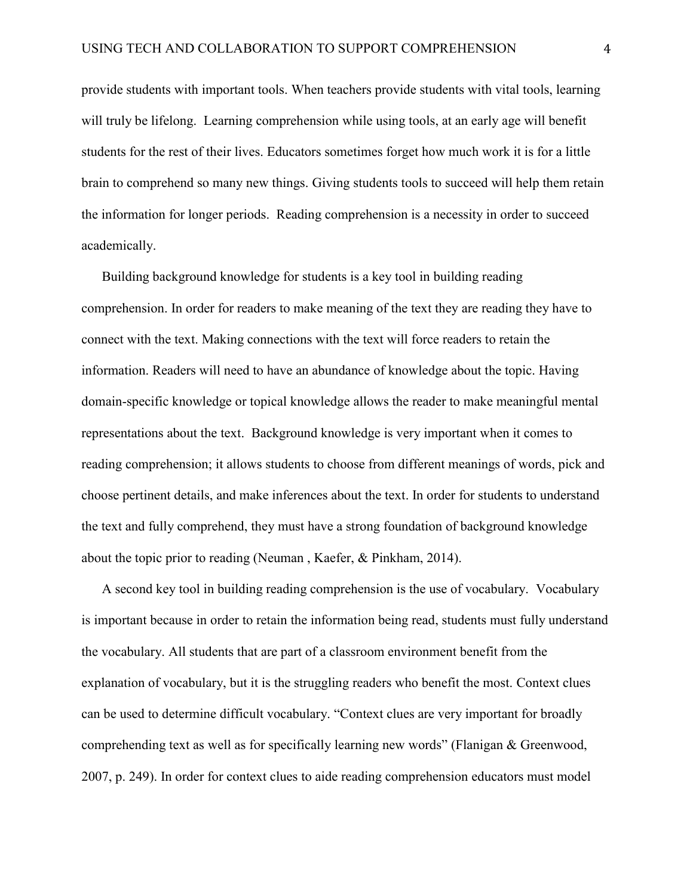provide students with important tools. When teachers provide students with vital tools, learning will truly be lifelong. Learning comprehension while using tools, at an early age will benefit students for the rest of their lives. Educators sometimes forget how much work it is for a little brain to comprehend so many new things. Giving students tools to succeed will help them retain the information for longer periods. Reading comprehension is a necessity in order to succeed academically.

Building background knowledge for students is a key tool in building reading comprehension. In order for readers to make meaning of the text they are reading they have to connect with the text. Making connections with the text will force readers to retain the information. Readers will need to have an abundance of knowledge about the topic. Having domain-specific knowledge or topical knowledge allows the reader to make meaningful mental representations about the text. Background knowledge is very important when it comes to reading comprehension; it allows students to choose from different meanings of words, pick and choose pertinent details, and make inferences about the text. In order for students to understand the text and fully comprehend, they must have a strong foundation of background knowledge about the topic prior to reading (Neuman , Kaefer, & Pinkham, 2014).

A second key tool in building reading comprehension is the use of vocabulary. Vocabulary is important because in order to retain the information being read, students must fully understand the vocabulary. All students that are part of a classroom environment benefit from the explanation of vocabulary, but it is the struggling readers who benefit the most. Context clues can be used to determine difficult vocabulary. "Context clues are very important for broadly comprehending text as well as for specifically learning new words" (Flanigan & Greenwood, 2007, p. 249). In order for context clues to aide reading comprehension educators must model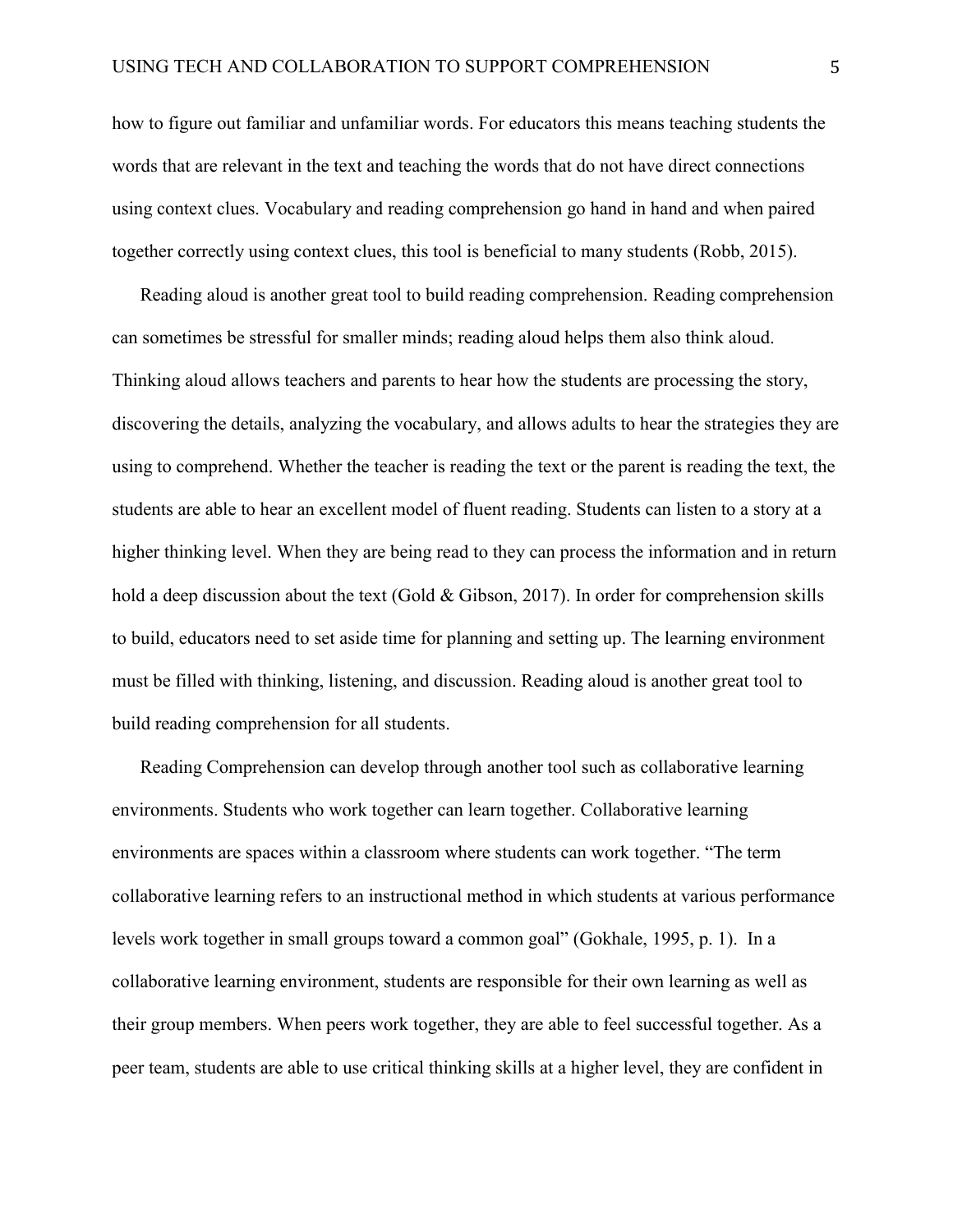how to figure out familiar and unfamiliar words. For educators this means teaching students the words that are relevant in the text and teaching the words that do not have direct connections using context clues. Vocabulary and reading comprehension go hand in hand and when paired together correctly using context clues, this tool is beneficial to many students (Robb, 2015).

Reading aloud is another great tool to build reading comprehension. Reading comprehension can sometimes be stressful for smaller minds; reading aloud helps them also think aloud. Thinking aloud allows teachers and parents to hear how the students are processing the story, discovering the details, analyzing the vocabulary, and allows adults to hear the strategies they are using to comprehend. Whether the teacher is reading the text or the parent is reading the text, the students are able to hear an excellent model of fluent reading. Students can listen to a story at a higher thinking level. When they are being read to they can process the information and in return hold a deep discussion about the text (Gold & Gibson, 2017). In order for comprehension skills to build, educators need to set aside time for planning and setting up. The learning environment must be filled with thinking, listening, and discussion. Reading aloud is another great tool to build reading comprehension for all students.

Reading Comprehension can develop through another tool such as collaborative learning environments. Students who work together can learn together. Collaborative learning environments are spaces within a classroom where students can work together. "The term collaborative learning refers to an instructional method in which students at various performance levels work together in small groups toward a common goal" (Gokhale, 1995, p. 1). In a collaborative learning environment, students are responsible for their own learning as well as their group members. When peers work together, they are able to feel successful together. As a peer team, students are able to use critical thinking skills at a higher level, they are confident in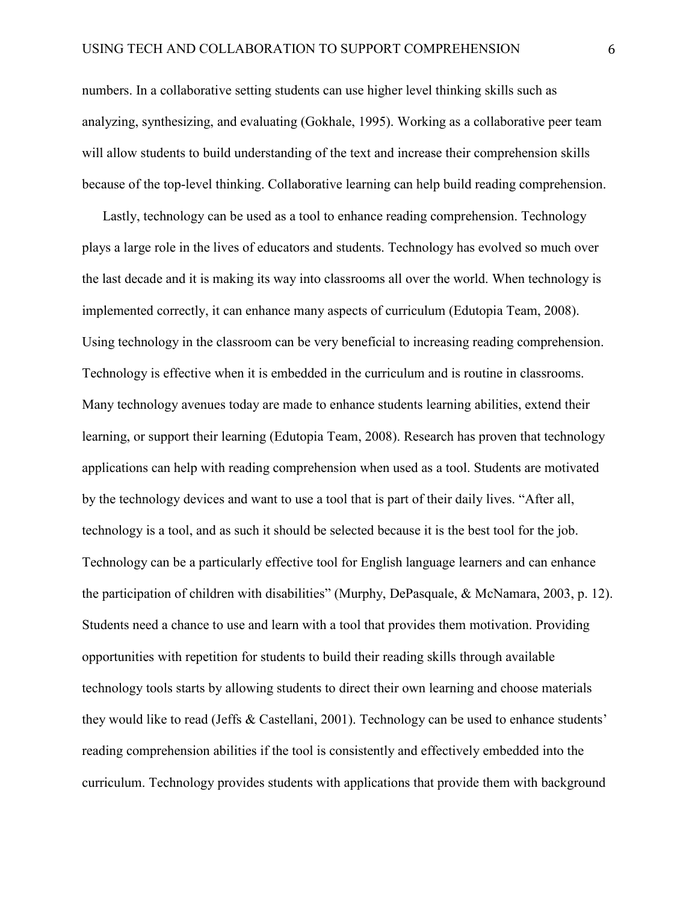numbers. In a collaborative setting students can use higher level thinking skills such as analyzing, synthesizing, and evaluating (Gokhale, 1995). Working as a collaborative peer team will allow students to build understanding of the text and increase their comprehension skills because of the top-level thinking. Collaborative learning can help build reading comprehension.

Lastly, technology can be used as a tool to enhance reading comprehension. Technology plays a large role in the lives of educators and students. Technology has evolved so much over the last decade and it is making its way into classrooms all over the world. When technology is implemented correctly, it can enhance many aspects of curriculum (Edutopia Team, 2008). Using technology in the classroom can be very beneficial to increasing reading comprehension. Technology is effective when it is embedded in the curriculum and is routine in classrooms. Many technology avenues today are made to enhance students learning abilities, extend their learning, or support their learning (Edutopia Team, 2008). Research has proven that technology applications can help with reading comprehension when used as a tool. Students are motivated by the technology devices and want to use a tool that is part of their daily lives. "After all, technology is a tool, and as such it should be selected because it is the best tool for the job. Technology can be a particularly effective tool for English language learners and can enhance the participation of children with disabilities" (Murphy, DePasquale, & McNamara, 2003, p. 12). Students need a chance to use and learn with a tool that provides them motivation. Providing opportunities with repetition for students to build their reading skills through available technology tools starts by allowing students to direct their own learning and choose materials they would like to read (Jeffs & Castellani, 2001). Technology can be used to enhance students' reading comprehension abilities if the tool is consistently and effectively embedded into the curriculum. Technology provides students with applications that provide them with background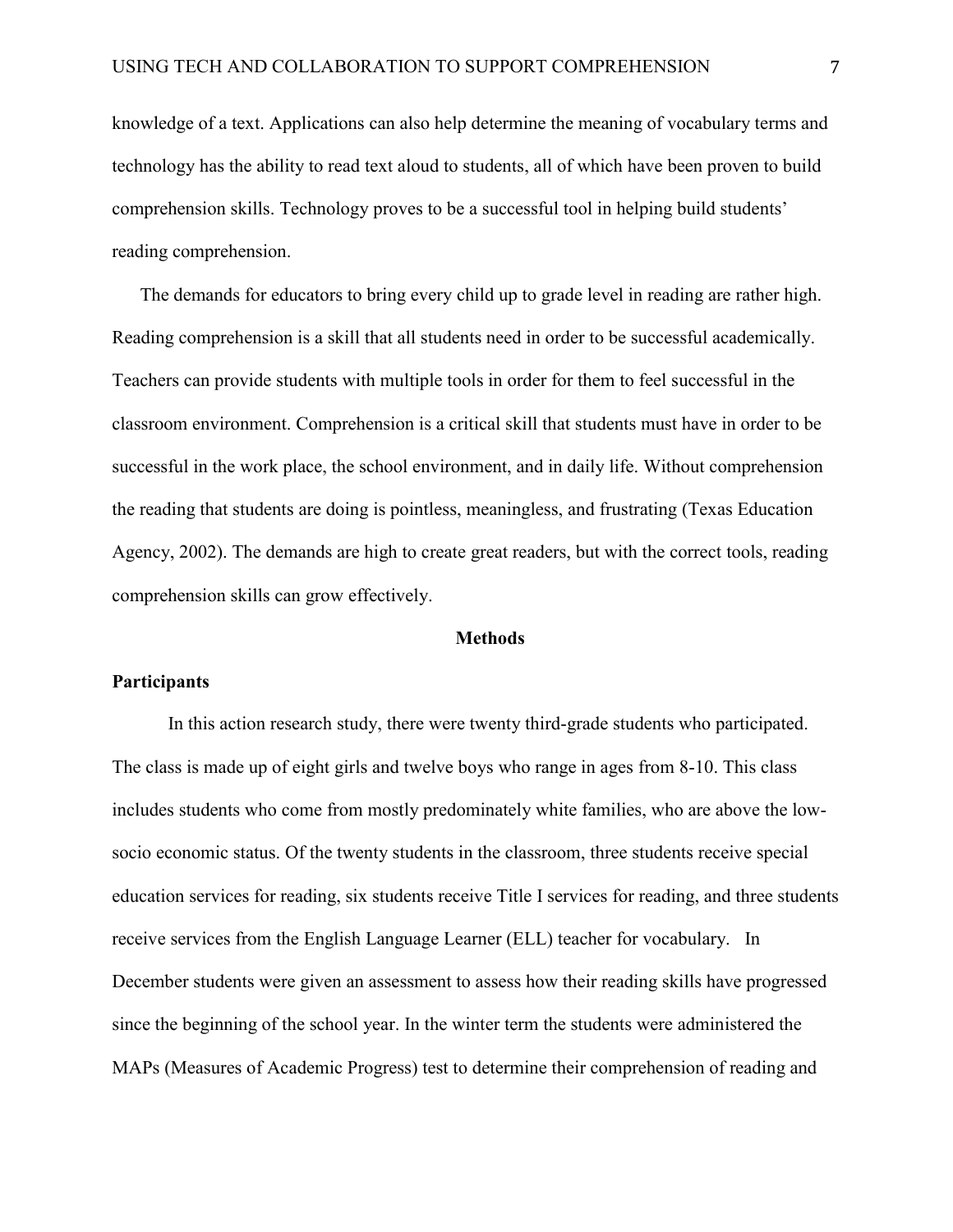knowledge of a text. Applications can also help determine the meaning of vocabulary terms and technology has the ability to read text aloud to students, all of which have been proven to build comprehension skills. Technology proves to be a successful tool in helping build students' reading comprehension.

The demands for educators to bring every child up to grade level in reading are rather high. Reading comprehension is a skill that all students need in order to be successful academically. Teachers can provide students with multiple tools in order for them to feel successful in the classroom environment. Comprehension is a critical skill that students must have in order to be successful in the work place, the school environment, and in daily life. Without comprehension the reading that students are doing is pointless, meaningless, and frustrating (Texas Education Agency, 2002). The demands are high to create great readers, but with the correct tools, reading comprehension skills can grow effectively.

## Methods

### Participants

In this action research study, there were twenty third-grade students who participated. The class is made up of eight girls and twelve boys who range in ages from 8-10. This class includes students who come from mostly predominately white families, who are above the low-socio economic status. Of the twenty students in the classroom, three students receive special education services for reading, six students receive Title I services for reading, and three students receive services from the English Language Learner (ELL) teacher for vocabulary. In December students were given an assessment to assess how their reading skills have progressed since the beginning of the school year. In the winter term the students were administered the MAPs (Measures of Academic Progress) test to determine their comprehension of reading and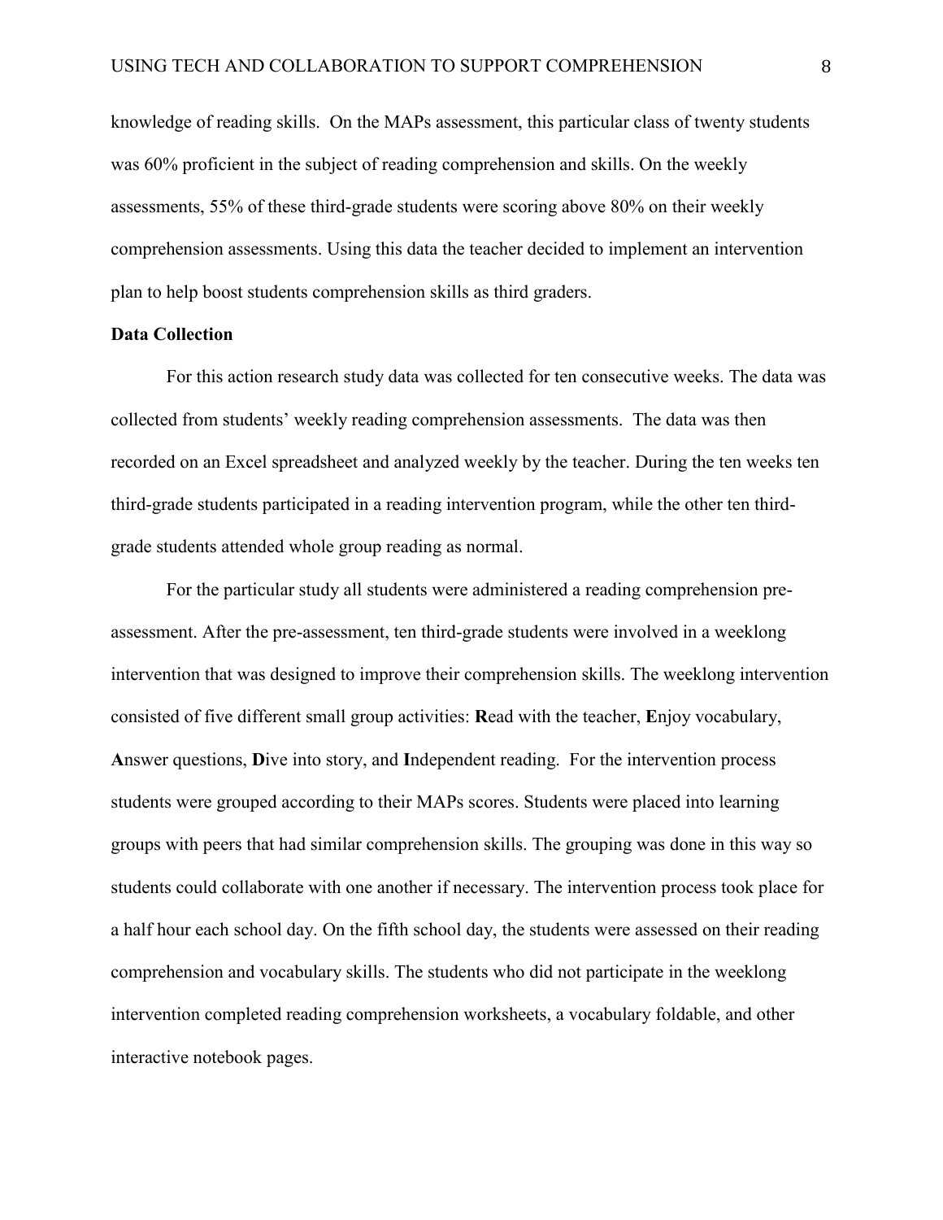knowledge of reading skills. On the MAPs assessment, this particular class of twenty students was 60% proficient in the subject of reading comprehension and skills. On the weekly assessments, 55% of these third-grade students were scoring above 80% on their weekly comprehension assessments. Using this data the teacher decided to implement an intervention plan to help boost students comprehension skills as third graders.

**Data Collection**

For this action research study data was collected for ten consecutive weeks. The data was collected from students' weekly reading comprehension assessments. The data was then recorded on an Excel spreadsheet and analyzed weekly by the teacher. During the ten weeks ten third-grade students participated in a reading intervention program, while the other ten third-grade students attended whole group reading as normal.

For the particular study all students were administered a reading comprehension pre-assessment. After the pre-assessment, ten third-grade students were involved in a weeklong intervention that was designed to improve their comprehension skills. The weeklong intervention consisted of five different small group activities: **R**ead with the teacher, **E**njoy vocabulary, **A**nswer questions, **D**ive into story, and **I**ndependent reading. For the intervention process students were grouped according to their MAPs scores. Students were placed into learning groups with peers that had similar comprehension skills. The grouping was done in this way so students could collaborate with one another if necessary. The intervention process took place for a half hour each school day. On the fifth school day, the students were assessed on their reading comprehension and vocabulary skills. The students who did not participate in the weeklong intervention completed reading comprehension worksheets, a vocabulary foldable, and other interactive notebook pages.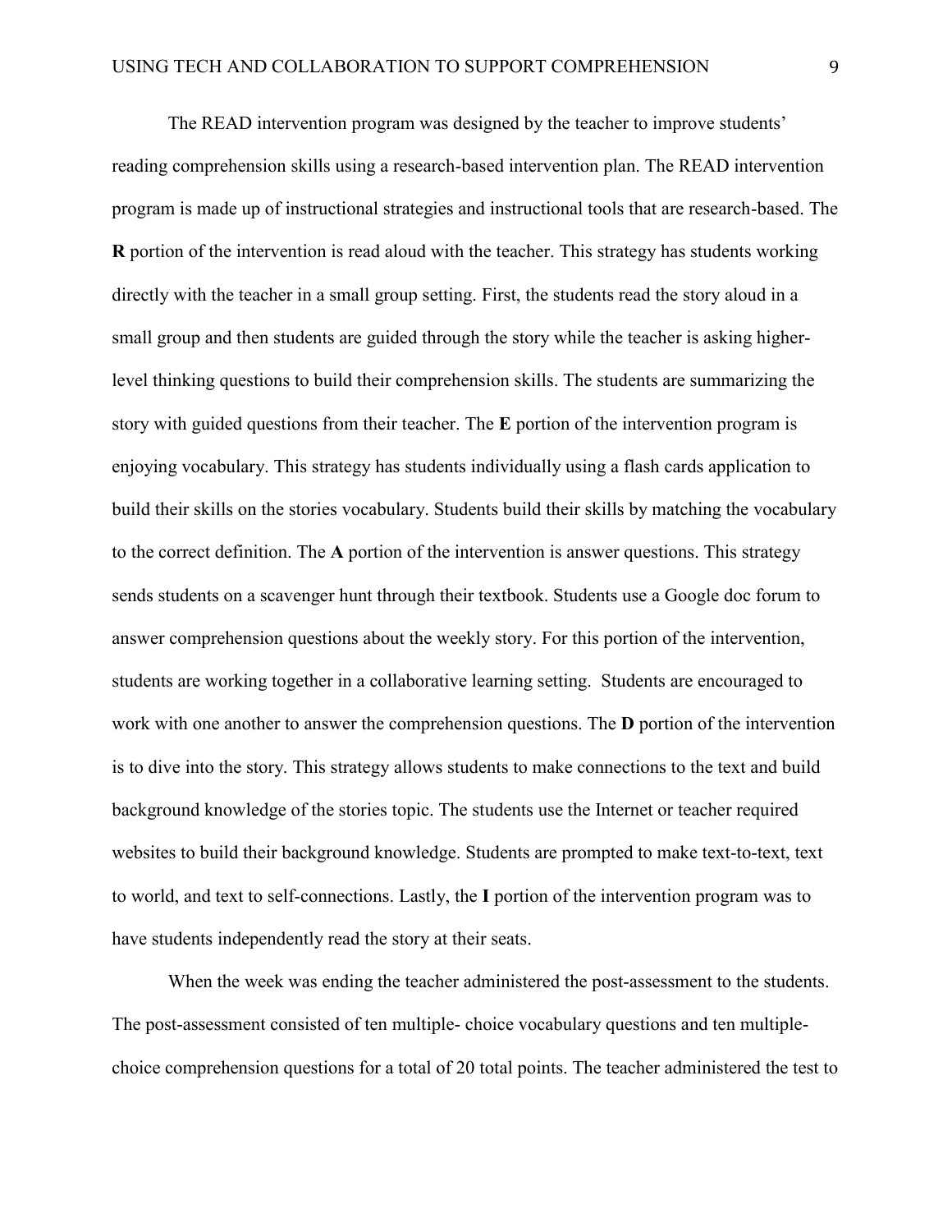The READ intervention program was designed by the teacher to improve students' reading comprehension skills using a research-based intervention plan. The READ intervention program is made up of instructional strategies and instructional tools that are research-based. The **R** portion of the intervention is read aloud with the teacher. This strategy has students working directly with the teacher in a small group setting. First, the students read the story aloud in a small group and then students are guided through the story while the teacher is asking higher-level thinking questions to build their comprehension skills. The students are summarizing the story with guided questions from their teacher. The **E** portion of the intervention program is enjoying vocabulary. This strategy has students individually using a flash cards application to build their skills on the stories vocabulary. Students build their skills by matching the vocabulary to the correct definition. The **A** portion of the intervention is answer questions. This strategy sends students on a scavenger hunt through their textbook. Students use a Google doc forum to answer comprehension questions about the weekly story. For this portion of the intervention, students are working together in a collaborative learning setting. Students are encouraged to work with one another to answer the comprehension questions. The **D** portion of the intervention is to dive into the story. This strategy allows students to make connections to the text and build background knowledge of the stories topic. The students use the Internet or teacher required websites to build their background knowledge. Students are prompted to make text-to-text, text to world, and text to self-connections. Lastly, the **I** portion of the intervention program was to have students independently read the story at their seats.

When the week was ending the teacher administered the post-assessment to the students. The post-assessment consisted of ten multiple- choice vocabulary questions and ten multiple-choice comprehension questions for a total of 20 total points. The teacher administered the test to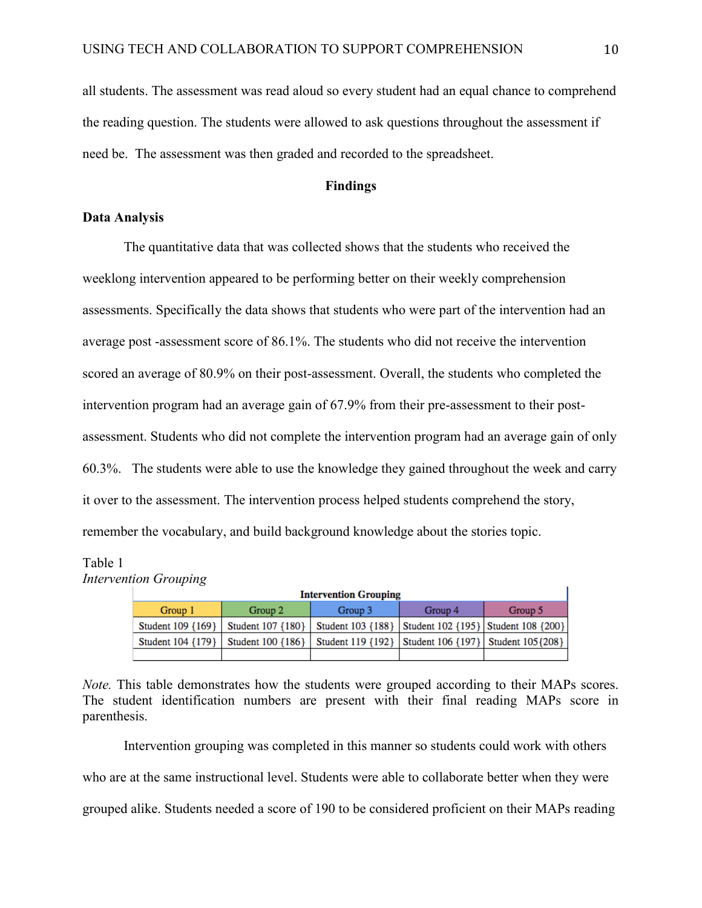all students. The assessment was read aloud so every student had an equal chance to comprehend the reading question. The students were allowed to ask questions throughout the assessment if need be. The assessment was then graded and recorded to the spreadsheet.

## Findings

### Data Analysis

The quantitative data that was collected shows that the students who received the weeklong intervention appeared to be performing better on their weekly comprehension assessments. Specifically the data shows that students who were part of the intervention had an average post -assessment score of 86.1%. The students who did not receive the intervention scored an average of 80.9% on their post-assessment. Overall, the students who completed the intervention program had an average gain of 67.9% from their pre-assessment to their post-assessment. Students who did not complete the intervention program had an average gain of only 60.3%. The students were able to use the knowledge they gained throughout the week and carry it over to the assessment. The intervention process helped students comprehend the story, remember the vocabulary, and build background knowledge about the stories topic.

Table 1
*Intervention Grouping*

| Intervention Grouping | | | | |
|---|---|---|---|---|
| Group 1 | Group 2 | Group 3 | Group 4 | Group 5 |
| Student 109 {169} | Student 107 {180} | Student 103 {188} | Student 102 {195} | Student 108 {200} |
| Student 104 {179} | Student 100 {186} | Student 119 {192} | Student 106 {197} | Student 105{208} |
| | | | | |

*Note.* This table demonstrates how the students were grouped according to their MAPs scores. The student identification numbers are present with their final reading MAPs score in parenthesis.

Intervention grouping was completed in this manner so students could work with others who are at the same instructional level. Students were able to collaborate better when they were grouped alike. Students needed a score of 190 to be considered proficient on their MAPs reading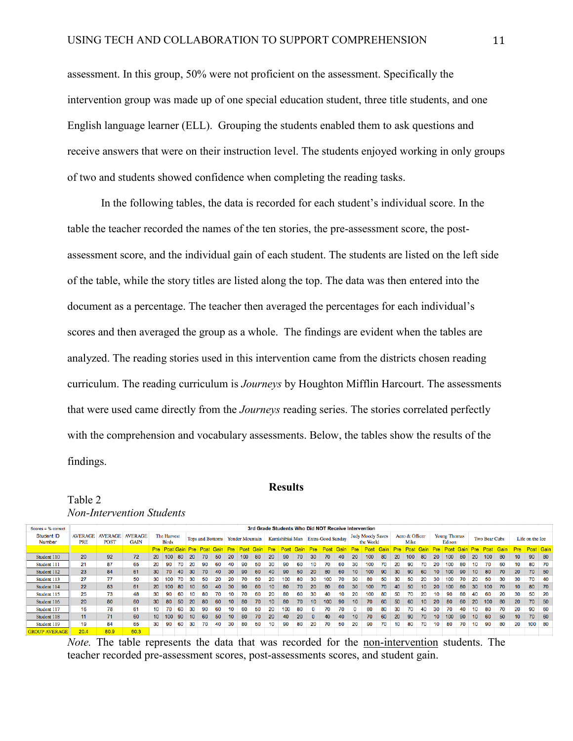assessment. In this group, 50% were not proficient on the assessment. Specifically the intervention group was made up of one special education student, three title students, and one English language learner (ELL). Grouping the students enabled them to ask questions and receive answers that were on their instruction level. The students enjoyed working in only groups of two and students showed confidence when completing the reading tasks.

In the following tables, the data is recorded for each student's individual score. In the table the teacher recorded the names of the ten stories, the pre-assessment score, the post-assessment score, and the individual gain of each student. The students are listed on the left side of the table, while the story titles are listed along the top. The data was then entered into the document as a percentage. The teacher then averaged the percentages for each individual's scores and then averaged the group as a whole. The findings are evident when the tables are analyzed. The reading stories used in this intervention came from the districts chosen reading curriculum. The reading curriculum is *Journeys* by Houghton Mifflin Harcourt. The assessments that were used came directly from the *Journeys* reading series. The stories correlated perfectly with the comprehension and vocabulary assessments. Below, the tables show the results of the findings.

## Results

Table 2

*Non-Intervention Students*

| Scores = % correct | 3rd Grade Students Who Did NOT Receive Intervention | | | | | | | | | | | | | | | | | | | | | | | | | | | | | | | | |
|---|---|---|---|---|---|---|---|---|---|---|---|---|---|---|---|---|---|---|---|---|---|---|---|---|---|---|---|---|---|---|---|---|---|
| Student ID Number | AVERAGE PRE | AVERAGE POST | AVERAGE GAIN | The Harvest Birds | | | Tops and Bottoms | | | Yonder Mountain | | | Kamishibai Man | | | Extra-Good Sunday | | | Judy Moody Saves the World | | | Aero & Officer Mike | | | Young Thomas Edison | | | Two Bear Cubs | | | Life on the Ice | | |
| | | | | Pre | Post | Gain | Pre | Post | Gain | Pre | Post | Gain | Pre | Post | Gain | Pre | Post | Gain | Pre | Post | Gain | Pre | Post | Gain | Pre | Post | Gain | Pre | Post | Gain | Pre | Post | Gain |
| Student 110 | 20 | 92 | 72 | 20 | 100 | 80 | 20 | 70 | 50 | 20 | 100 | 80 | 20 | 90 | 70 | 30 | 70 | 40 | 20 | 100 | 80 | 20 | 100 | 80 | 20 | 100 | 80 | 20 | 100 | 80 | 10 | 90 | 80 |
| Student 111 | 21 | 87 | 66 | 20 | 90 | 70 | 20 | 90 | 60 | 40 | 90 | 50 | 30 | 90 | 60 | 10 | 70 | 60 | 30 | 100 | 70 | 20 | 90 | 70 | 20 | 100 | 80 | 10 | 70 | 60 | 10 | 80 | 70 |
| Student 112 | 23 | 84 | 61 | 30 | 70 | 40 | 30 | 70 | 40 | 30 | 90 | 60 | 40 | 90 | 50 | 20 | 80 | 60 | 10 | 100 | 90 | 30 | 90 | 60 | 10 | 100 | 90 | 10 | 80 | 70 | 20 | 70 | 50 |
| Student 113 | 27 | 77 | 50 | 30 | 100 | 70 | 30 | 50 | 20 | 20 | 70 | 50 | 20 | 100 | 80 | 30 | 100 | 70 | 30 | 80 | 50 | 30 | 50 | 20 | 30 | 100 | 70 | 20 | 50 | 30 | 30 | 70 | 40 |
| Student 114 | 22 | 83 | 61 | 20 | 100 | 80 | 10 | 50 | 40 | 30 | 90 | 60 | 10 | 80 | 70 | 20 | 80 | 60 | 30 | 100 | 70 | 40 | 50 | 10 | 20 | 100 | 80 | 30 | 100 | 70 | 10 | 80 | 70 |
| Student 115 | 25 | 73 | 48 | 30 | 90 | 60 | 10 | 80 | 70 | 10 | 70 | 60 | 20 | 80 | 60 | 30 | 40 | 10 | 20 | 100 | 80 | 50 | 70 | 20 | 10 | 90 | 80 | 40 | 60 | 20 | 30 | 50 | 20 |
| Student 116 | 20 | 80 | 60 | 30 | 80 | 50 | 20 | 80 | 60 | 10 | 80 | 70 | 10 | 80 | 70 | 10 | 100 | 90 | 10 | 70 | 60 | 50 | 60 | 10 | 20 | 80 | 60 | 20 | 100 | 80 | 20 | 70 | 50 |
| Student 117 | 16 | 78 | 61 | 10 | 70 | 60 | 30 | 90 | 60 | 10 | 60 | 50 | 20 | 100 | 80 | 0 | 70 | 70 | 0 | 80 | 80 | 30 | 70 | 40 | 30 | 70 | 40 | 10 | 80 | 70 | 20 | 90 | 60 |
| Student 118 | 11 | 71 | 60 | 10 | 100 | 90 | 10 | 60 | 50 | 10 | 80 | 70 | 20 | 40 | 20 | 0 | 40 | 40 | 10 | 70 | 60 | 20 | 90 | 70 | 10 | 100 | 90 | 10 | 60 | 50 | 10 | 70 | 60 |
| Student 119 | 19 | 84 | 65 | 30 | 90 | 60 | 30 | 70 | 40 | 30 | 80 | 50 | 10 | 90 | 80 | 20 | 70 | 50 | 20 | 90 | 70 | 10 | 80 | 70 | 10 | 80 | 70 | 10 | 90 | 80 | 20 | 100 | 80 |
| GROUP AVERAGE | 20.4 | 80.9 | 60.3 | | | | | | | | | | | | | | | | | | | | | | | | | | | | | | |

*Note.* The table represents the data that was recorded for the non-intervention students. The teacher recorded pre-assessment scores, post-assessments scores, and student gain.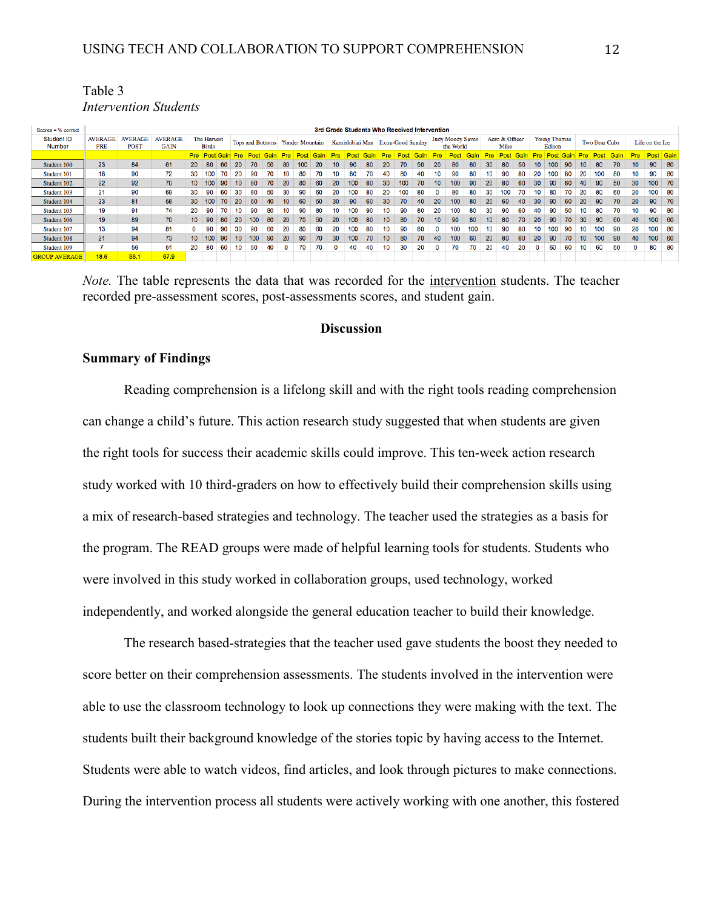Table 3

*Intervention Students*

| Scores = % correct | 3rd Grade Students Who Received Intervention | | | | | | | | | | | | | | | | | | | | | | | | | | | | | | | |
|---|---|---|---|---|---|---|---|---|---|---|---|---|---|---|---|---|---|---|---|---|---|---|---|---|---|---|---|---|---|---|---|---|
| Student ID Number | AVERAGE PRE | AVERAGE POST | AVERAGE GAIN | The Harvest Birds | | | Tops and Bottoms | | | Yonder Mountain | | | Kamishibiai Man | | | Extra-Good Sunday | | | Judy Moody Saves the World | | | Aero & Officer Mike | | | Young Thomas Edison | | | Two Bear Cubs | | | Life on the Ice | | |
| | | | | Pre | Post | Gain | Pre | Post | Gain | Pre | Post | Gain | Pre | Post | Gain | Pre | Post | Gain | Pre | Post | Gain | Pre | Post | Gain | Pre | Post | Gain | Pre | Post | Gain | Pre | Post | Gain |
| Student 100 | 23 | 84 | 61 | 20 | 80 | 60 | 20 | 70 | 50 | 80 | 100 | 20 | 10 | 90 | 80 | 20 | 70 | 50 | 20 | 80 | 60 | 30 | 80 | 50 | 10 | 100 | 90 | 10 | 80 | 70 | 10 | 90 | 80 |
| Student 101 | 18 | 90 | 72 | 30 | 100 | 70 | 20 | 90 | 70 | 10 | 80 | 70 | 10 | 80 | 70 | 40 | 80 | 40 | 10 | 90 | 80 | 10 | 90 | 80 | 20 | 100 | 80 | 20 | 100 | 80 | 10 | 90 | 80 |
| Student 102 | 22 | 92 | 70 | 10 | 100 | 90 | 10 | 80 | 70 | 20 | 80 | 60 | 20 | 100 | 80 | 30 | 100 | 70 | 10 | 100 | 90 | 20 | 80 | 60 | 30 | 90 | 60 | 40 | 90 | 50 | 30 | 100 | 70 |
| Student 103 | 21 | 90 | 69 | 30 | 90 | 60 | 30 | 80 | 50 | 30 | 90 | 60 | 20 | 100 | 80 | 20 | 100 | 80 | 0 | 80 | 80 | 30 | 100 | 70 | 10 | 80 | 70 | 20 | 80 | 60 | 20 | 100 | 80 |
| Student 104 | 23 | 81 | 58 | 30 | 100 | 70 | 20 | 60 | 40 | 10 | 60 | 50 | 30 | 90 | 60 | 30 | 70 | 40 | 20 | 100 | 80 | 20 | 60 | 40 | 30 | 90 | 60 | 20 | 90 | 70 | 20 | 90 | 70 |
| Student 105 | 19 | 91 | 74 | 20 | 90 | 70 | 10 | 90 | 80 | 10 | 90 | 80 | 10 | 100 | 90 | 10 | 90 | 80 | 20 | 100 | 80 | 30 | 90 | 60 | 40 | 90 | 50 | 10 | 80 | 70 | 10 | 90 | 80 |
| Student 106 | 19 | 89 | 70 | 10 | 90 | 80 | 20 | 100 | 80 | 20 | 70 | 50 | 20 | 100 | 80 | 10 | 80 | 70 | 10 | 90 | 80 | 10 | 80 | 70 | 20 | 90 | 70 | 30 | 90 | 60 | 40 | 100 | 60 |
| Student 107 | 13 | 94 | 81 | 0 | 90 | 90 | 30 | 90 | 60 | 20 | 80 | 60 | 20 | 100 | 80 | 10 | 90 | 80 | 0 | 100 | 100 | 10 | 90 | 80 | 10 | 100 | 90 | 10 | 100 | 90 | 20 | 100 | 80 |
| Student 108 | 21 | 94 | 73 | 10 | 100 | 90 | 10 | 100 | 90 | 20 | 90 | 70 | 30 | 100 | 70 | 10 | 80 | 70 | 40 | 100 | 60 | 20 | 80 | 60 | 20 | 90 | 70 | 10 | 100 | 90 | 40 | 100 | 60 |
| Student 109 | 7 | 56 | 51 | 20 | 80 | 60 | 10 | 50 | 40 | 0 | 70 | 70 | 0 | 40 | 40 | 10 | 30 | 20 | 0 | 70 | 70 | 20 | 40 | 20 | 0 | 60 | 60 | 10 | 60 | 50 | 0 | 80 | 80 |
| GROUP AVERAGE | 18.6 | 86.1 | 67.9 | | | | | | | | | | | | | | | | | | | | | | | | | | | | | | |

*Note.* The table represents the data that was recorded for the intervention students. The teacher recorded pre-assessment scores, post-assessments scores, and student gain.

## Discussion

### Summary of Findings

Reading comprehension is a lifelong skill and with the right tools reading comprehension can change a child's future. This action research study suggested that when students are given the right tools for success their academic skills could improve. This ten-week action research study worked with 10 third-graders on how to effectively build their comprehension skills using a mix of research-based strategies and technology. The teacher used the strategies as a basis for the program. The READ groups were made of helpful learning tools for students. Students who were involved in this study worked in collaboration groups, used technology, worked independently, and worked alongside the general education teacher to build their knowledge.

The research based-strategies that the teacher used gave students the boost they needed to score better on their comprehension assessments. The students involved in the intervention were able to use the classroom technology to look up connections they were making with the text. The students built their background knowledge of the stories topic by having access to the Internet. Students were able to watch videos, find articles, and look through pictures to make connections. During the intervention process all students were actively working with one another, this fostered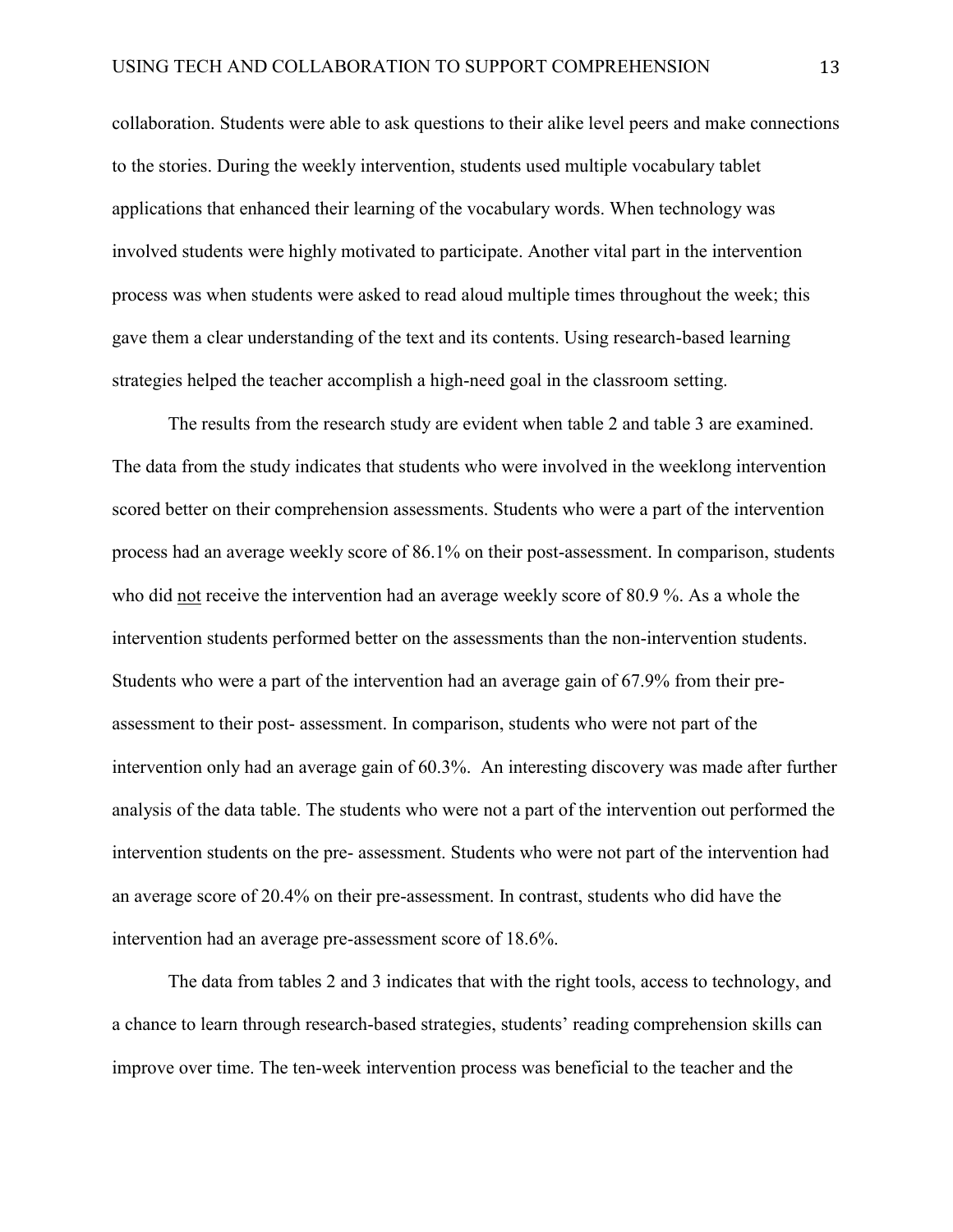collaboration. Students were able to ask questions to their alike level peers and make connections to the stories. During the weekly intervention, students used multiple vocabulary tablet applications that enhanced their learning of the vocabulary words. When technology was involved students were highly motivated to participate. Another vital part in the intervention process was when students were asked to read aloud multiple times throughout the week; this gave them a clear understanding of the text and its contents. Using research-based learning strategies helped the teacher accomplish a high-need goal in the classroom setting.

The results from the research study are evident when table 2 and table 3 are examined. The data from the study indicates that students who were involved in the weeklong intervention scored better on their comprehension assessments. Students who were a part of the intervention process had an average weekly score of 86.1% on their post-assessment. In comparison, students who did <u>not</u> receive the intervention had an average weekly score of 80.9 %. As a whole the intervention students performed better on the assessments than the non-intervention students. Students who were a part of the intervention had an average gain of 67.9% from their pre-assessment to their post- assessment. In comparison, students who were not part of the intervention only had an average gain of 60.3%. An interesting discovery was made after further analysis of the data table. The students who were not a part of the intervention out performed the intervention students on the pre- assessment. Students who were not part of the intervention had an average score of 20.4% on their pre-assessment. In contrast, students who did have the intervention had an average pre-assessment score of 18.6%.

The data from tables 2 and 3 indicates that with the right tools, access to technology, and a chance to learn through research-based strategies, students' reading comprehension skills can improve over time. The ten-week intervention process was beneficial to the teacher and the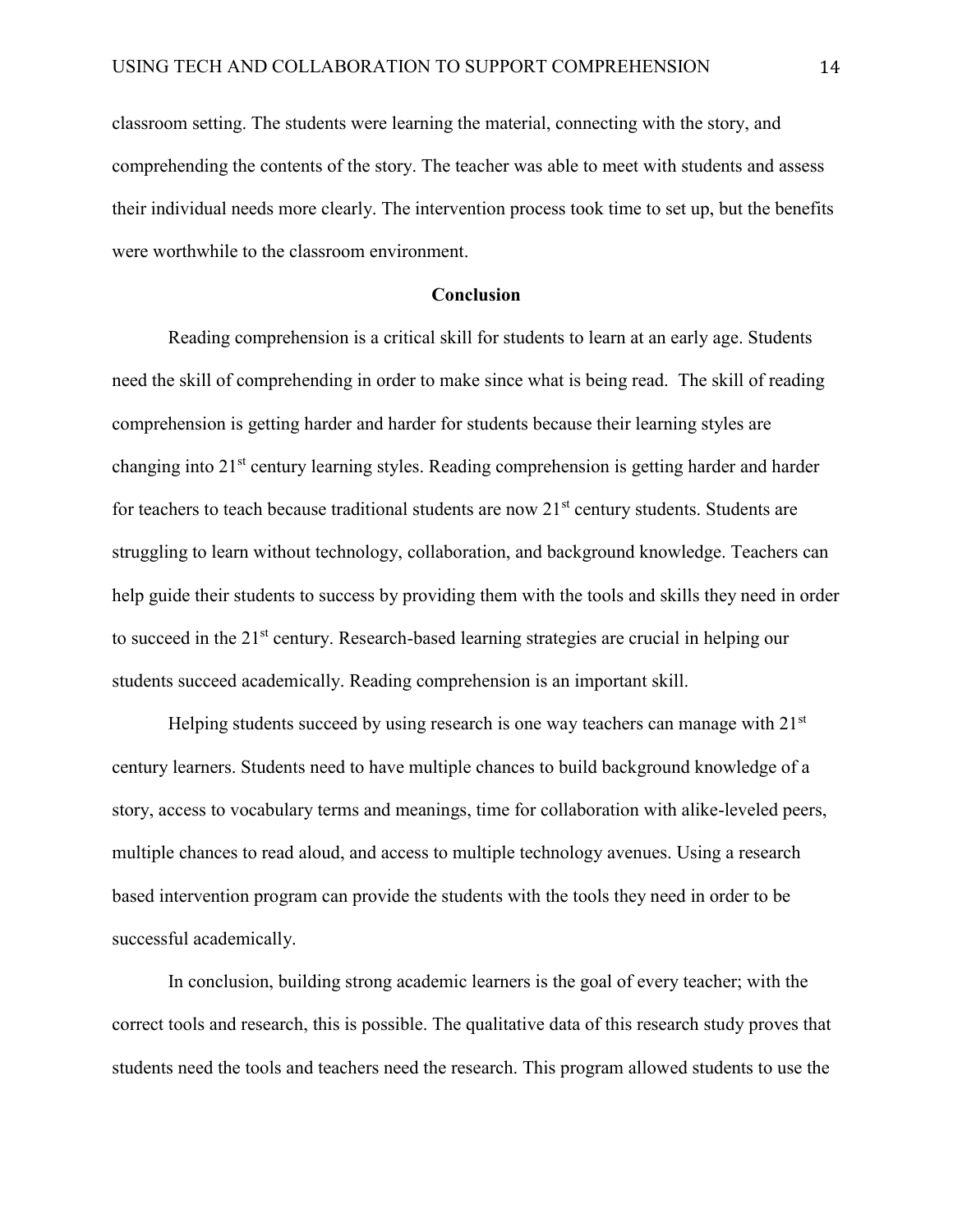classroom setting. The students were learning the material, connecting with the story, and comprehending the contents of the story. The teacher was able to meet with students and assess their individual needs more clearly. The intervention process took time to set up, but the benefits were worthwhile to the classroom environment.

## Conclusion

Reading comprehension is a critical skill for students to learn at an early age. Students need the skill of comprehending in order to make since what is being read. The skill of reading comprehension is getting harder and harder for students because their learning styles are changing into 21st century learning styles. Reading comprehension is getting harder and harder for teachers to teach because traditional students are now 21st century students. Students are struggling to learn without technology, collaboration, and background knowledge. Teachers can help guide their students to success by providing them with the tools and skills they need in order to succeed in the 21st century. Research-based learning strategies are crucial in helping our students succeed academically. Reading comprehension is an important skill.

Helping students succeed by using research is one way teachers can manage with 21st century learners. Students need to have multiple chances to build background knowledge of a story, access to vocabulary terms and meanings, time for collaboration with alike-leveled peers, multiple chances to read aloud, and access to multiple technology avenues. Using a research based intervention program can provide the students with the tools they need in order to be successful academically.

In conclusion, building strong academic learners is the goal of every teacher; with the correct tools and research, this is possible. The qualitative data of this research study proves that students need the tools and teachers need the research. This program allowed students to use the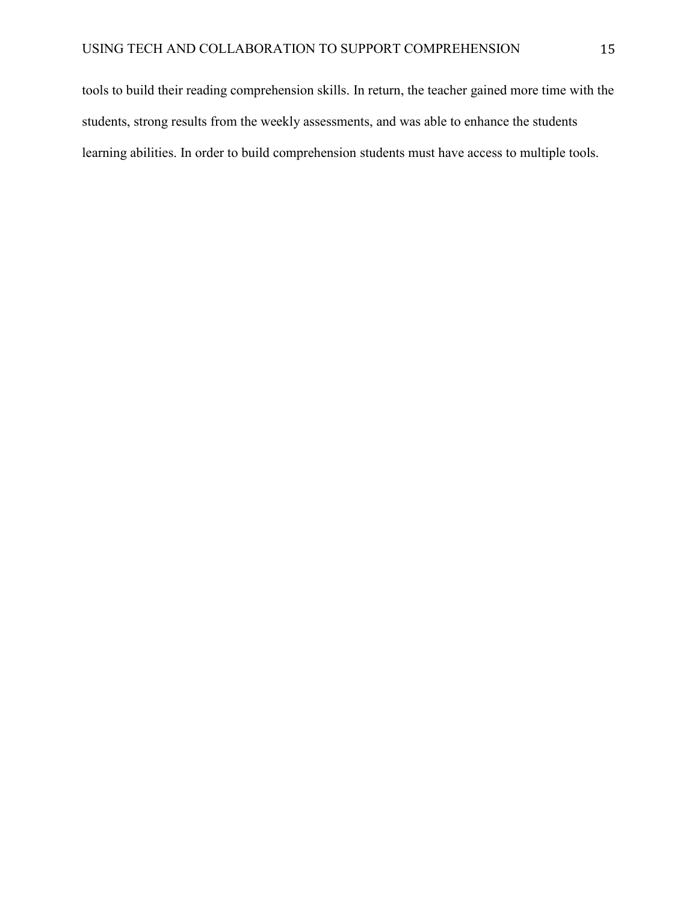tools to build their reading comprehension skills. In return, the teacher gained more time with the students, strong results from the weekly assessments, and was able to enhance the students learning abilities. In order to build comprehension students must have access to multiple tools.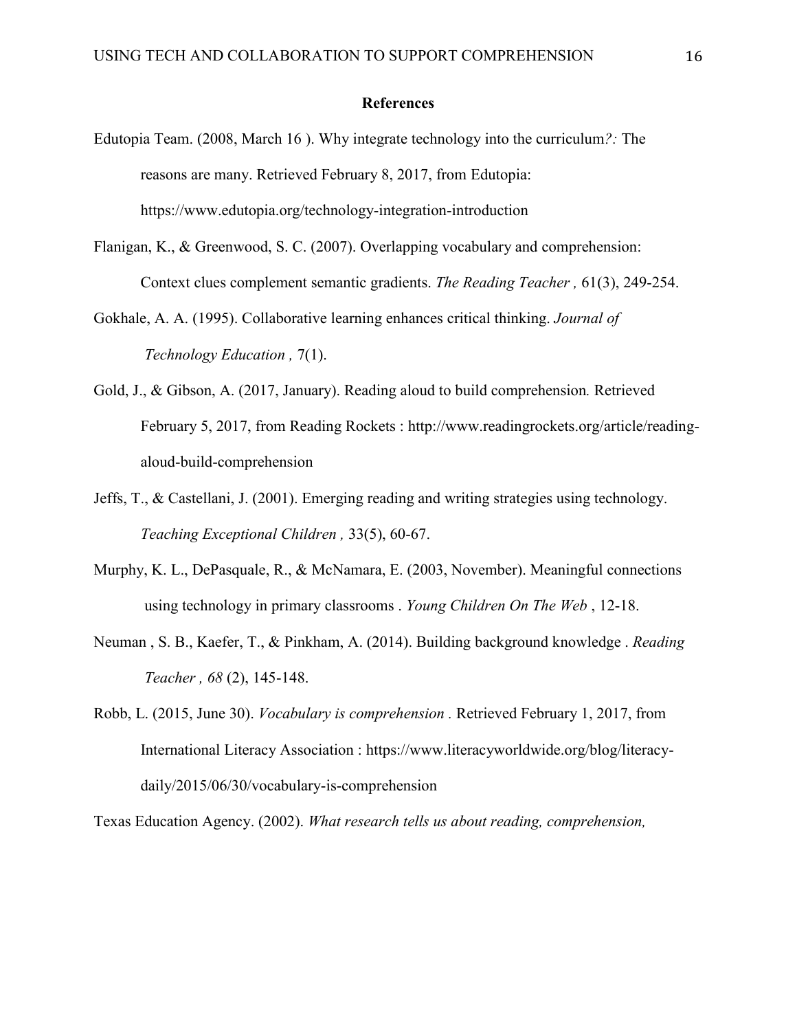# References

Edutopia Team. (2008, March 16 ). Why integrate technology into the curriculum*?:* The reasons are many. Retrieved February 8, 2017, from Edutopia: https://www.edutopia.org/technology-integration-introduction

Flanigan, K., & Greenwood, S. C. (2007). Overlapping vocabulary and comprehension: Context clues complement semantic gradients. *The Reading Teacher ,* 61(3), 249-254.

Gokhale, A. A. (1995). Collaborative learning enhances critical thinking. *Journal of Technology Education ,* 7(1).

Gold, J., & Gibson, A. (2017, January). Reading aloud to build comprehension*.* Retrieved February 5, 2017, from Reading Rockets : http://www.readingrockets.org/article/reading-aloud-build-comprehension

Jeffs, T., & Castellani, J. (2001). Emerging reading and writing strategies using technology. *Teaching Exceptional Children ,* 33(5), 60-67.

Murphy, K. L., DePasquale, R., & McNamara, E. (2003, November). Meaningful connections using technology in primary classrooms . *Young Children On The Web* , 12-18.

Neuman , S. B., Kaefer, T., & Pinkham, A. (2014). Building background knowledge . *Reading Teacher , 68* (2), 145-148.

Robb, L. (2015, June 30). *Vocabulary is comprehension .* Retrieved February 1, 2017, from International Literacy Association : https://www.literacyworldwide.org/blog/literacy-daily/2015/06/30/vocabulary-is-comprehension

Texas Education Agency. (2002). *What research tells us about reading, comprehension,*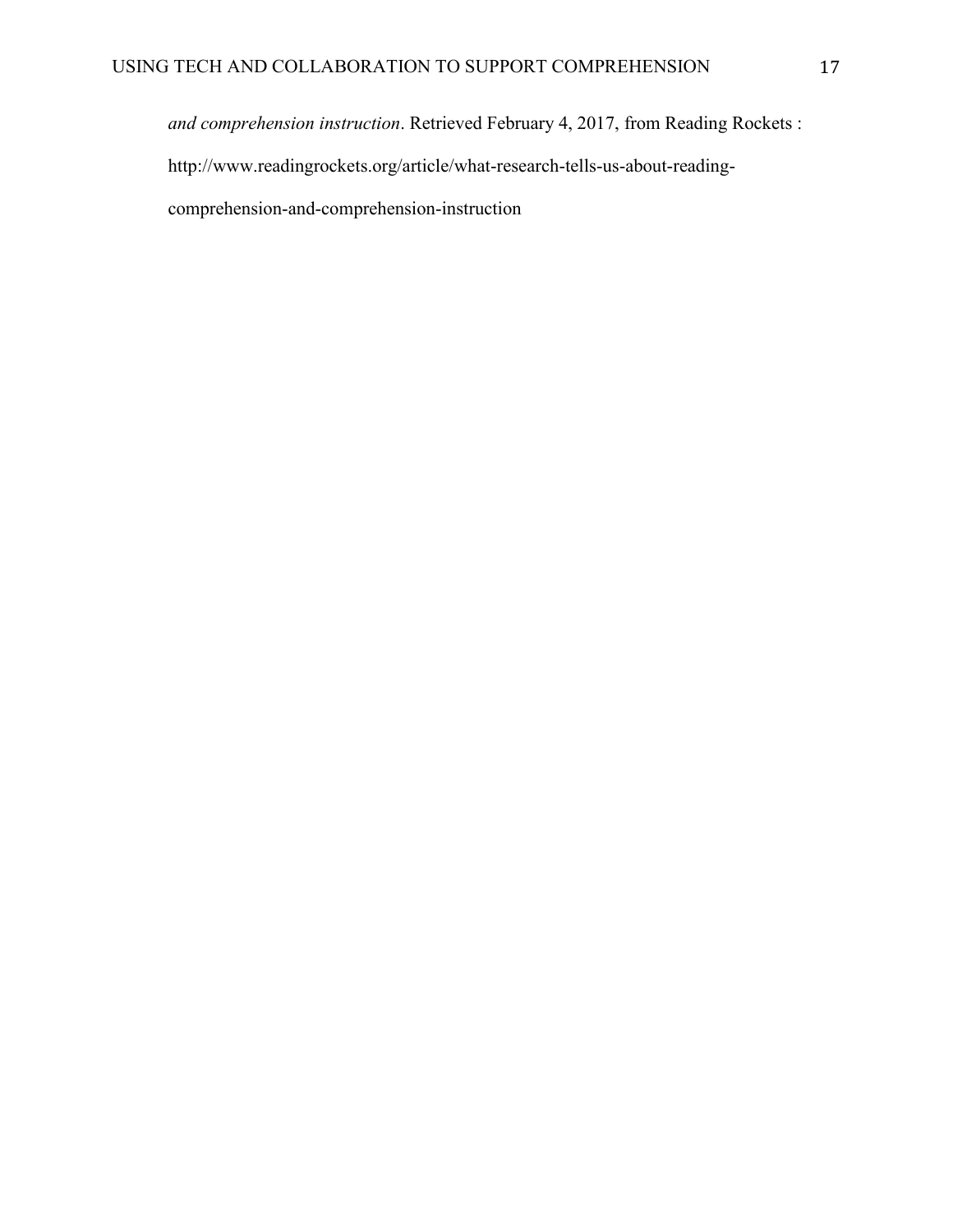*and comprehension instruction*. Retrieved February 4, 2017, from Reading Rockets : http://www.readingrockets.org/article/what-research-tells-us-about-reading-comprehension-and-comprehension-instruction